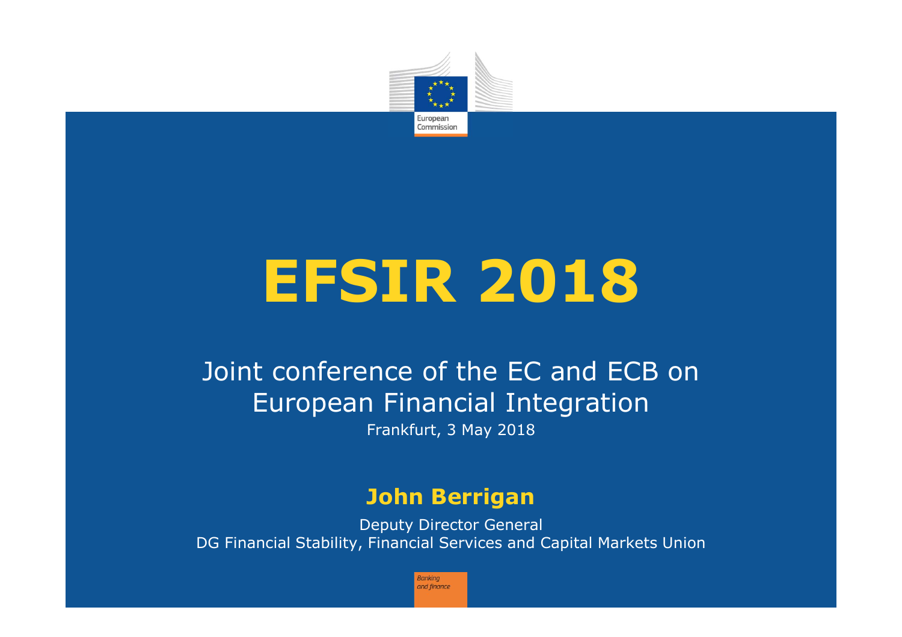# EFSIR 2018

Joint conference of the EC and ECB on European Financial Integration

Frankfurt, 3 May 2018

**John Berrigan**

Deputy Director General

DG Financial Stability, Financial Services and Capital Markets Union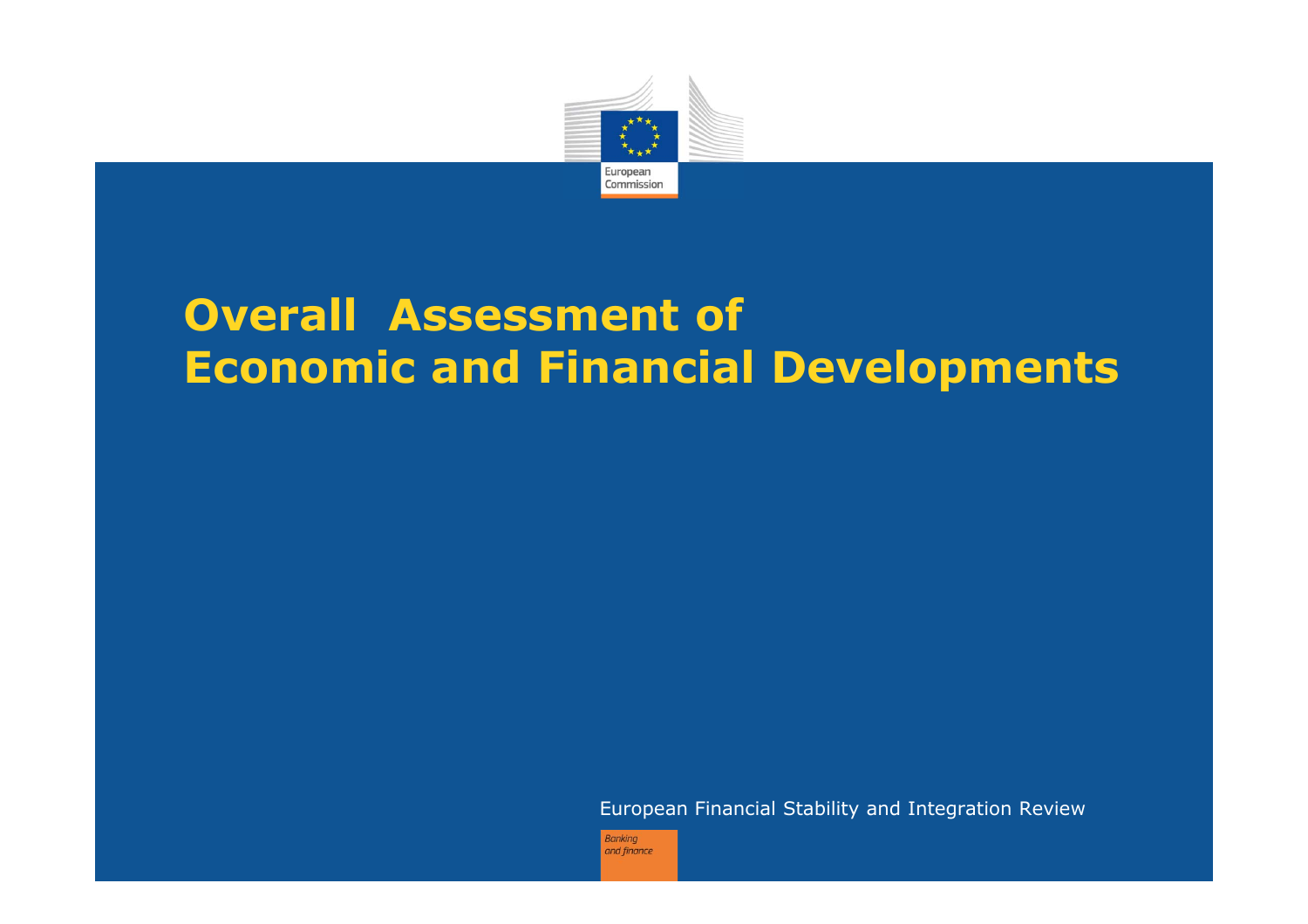# Overall Assessment of Economic and Financial Developments

European Financial Stability and Integration Review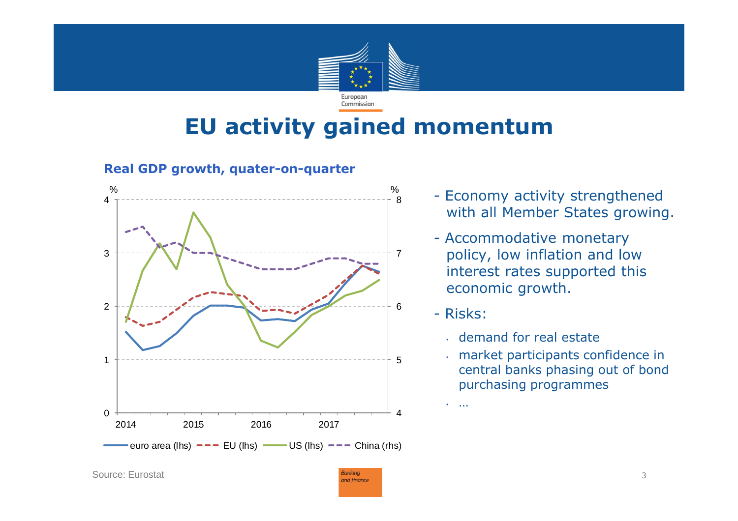# EU activity gained momentum

**Real GDP growth, quater-on-quarter**

Source: Eurostat

- Economy activity strengthened with all Member States growing.
- Accommodative monetary policy, low inflation and low interest rates supported this economic growth.
- Risks:
  - demand for real estate
  - market participants confidence in central banks phasing out of bond purchasing programmes
  - …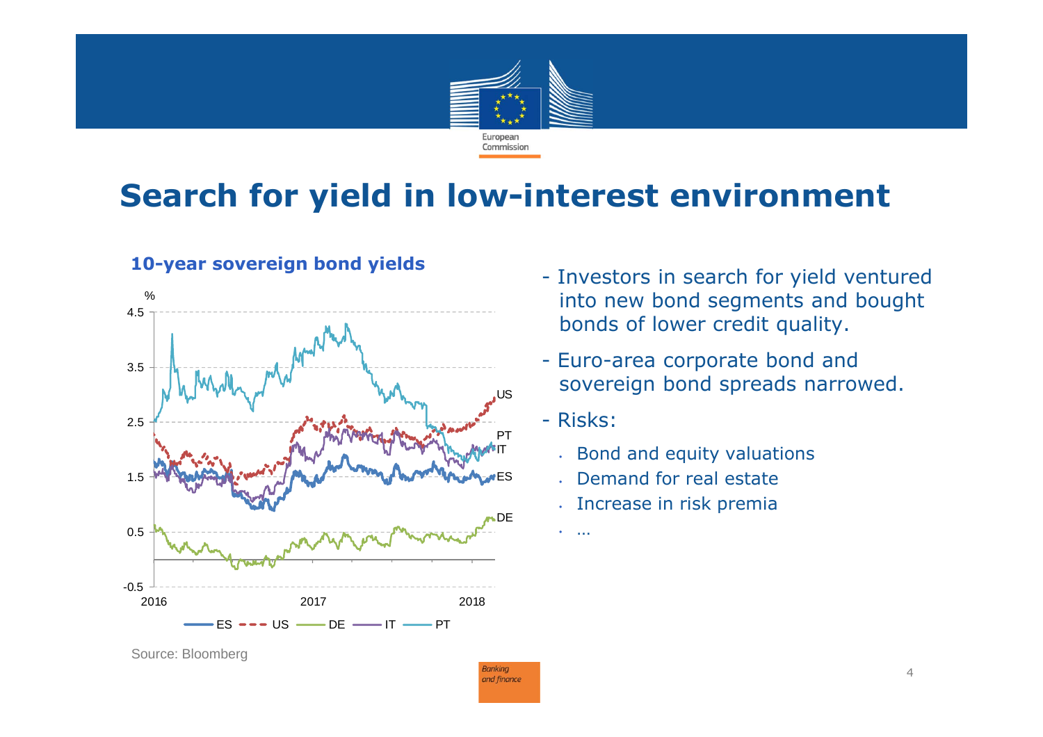# Search for yield in low-interest environment

**10-year sovereign bond yields**

Source: Bloomberg

- Investors in search for yield ventured into new bond segments and bought bonds of lower credit quality.
- Euro-area corporate bond and sovereign bond spreads narrowed.
- Risks:
  - Bond and equity valuations
  - Demand for real estate
  - Increase in risk premia
  - …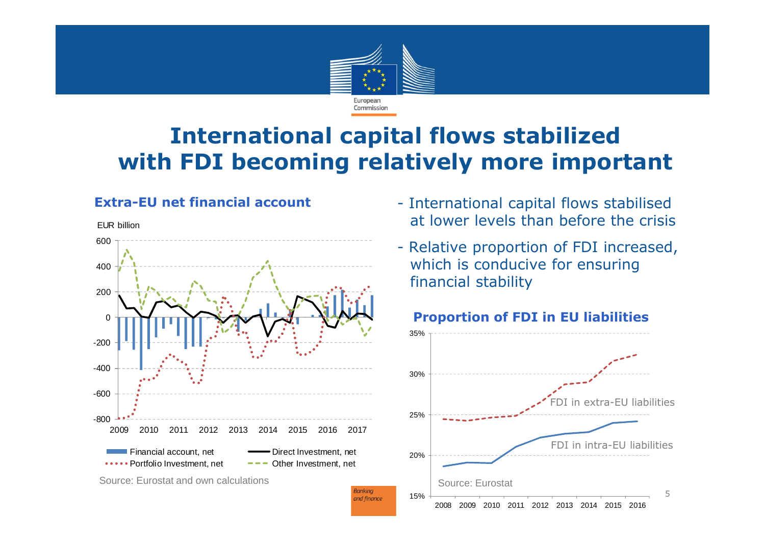# International capital flows stabilized with FDI becoming relatively more important

### Extra-EU net financial account

EUR billion

Source: Eurostat and own calculations

- International capital flows stabilised at lower levels than before the crisis
- Relative proportion of FDI increased, which is conducive for ensuring financial stability

### Proportion of FDI in EU liabilities

Source: Eurostat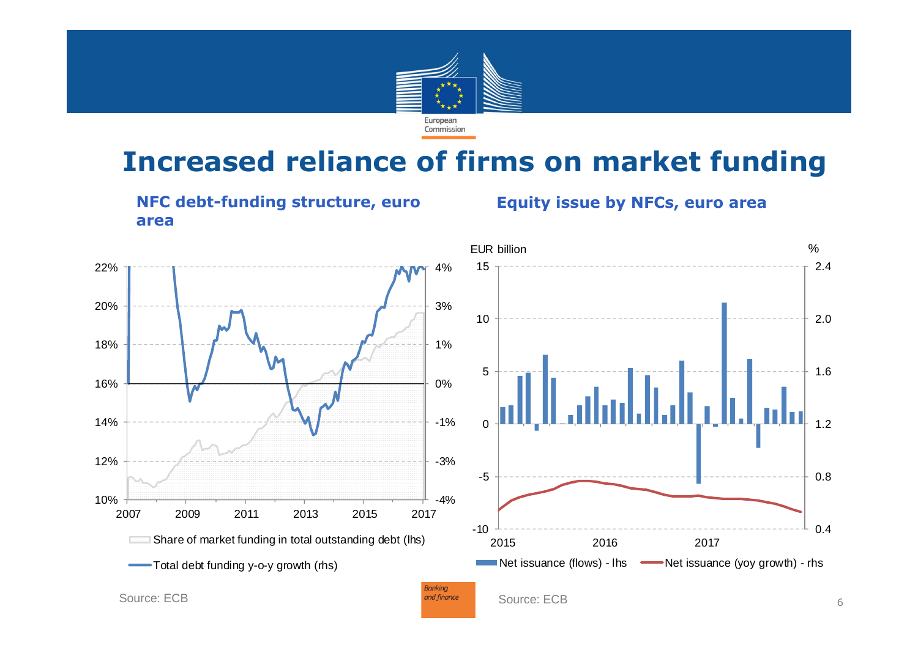# Increased reliance of firms on market funding

### NFC debt-funding structure, euro area

Share of market funding in total outstanding debt (lhs)

Total debt funding y-o-y growth (rhs)

Source: ECB

### Equity issue by NFCs, euro area

Net issuance (flows) - lhs

Net issuance (yoy growth) - rhs

Source: ECB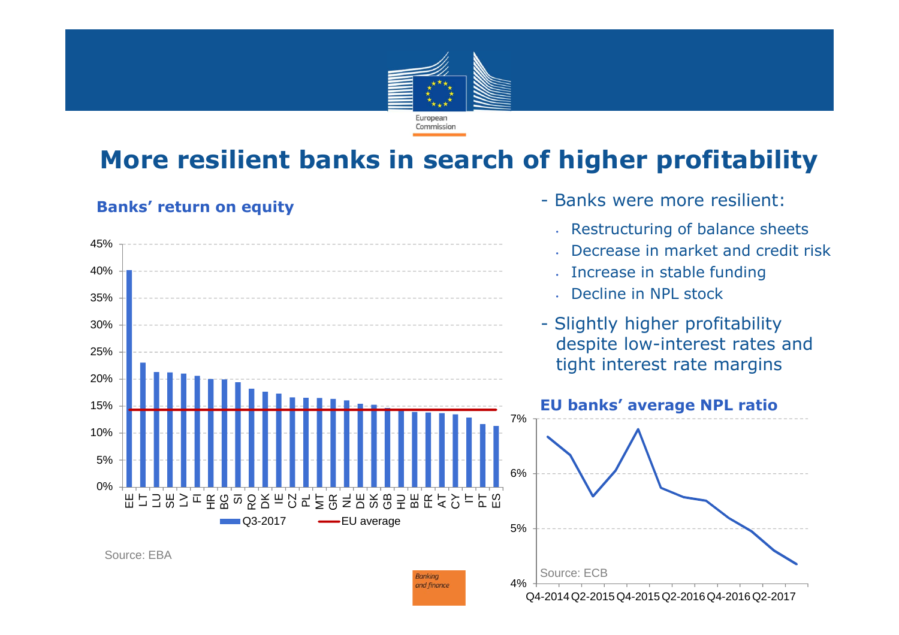# More resilient banks in search of higher profitability

**Banks' return on equity**

Source: EBA

- Banks were more resilient:
  - Restructuring of balance sheets
  - Decrease in market and credit risk
  - Increase in stable funding
  - Decline in NPL stock
- Slightly higher profitability despite low-interest rates and tight interest rate margins

**EU banks' average NPL ratio**

Source: ECB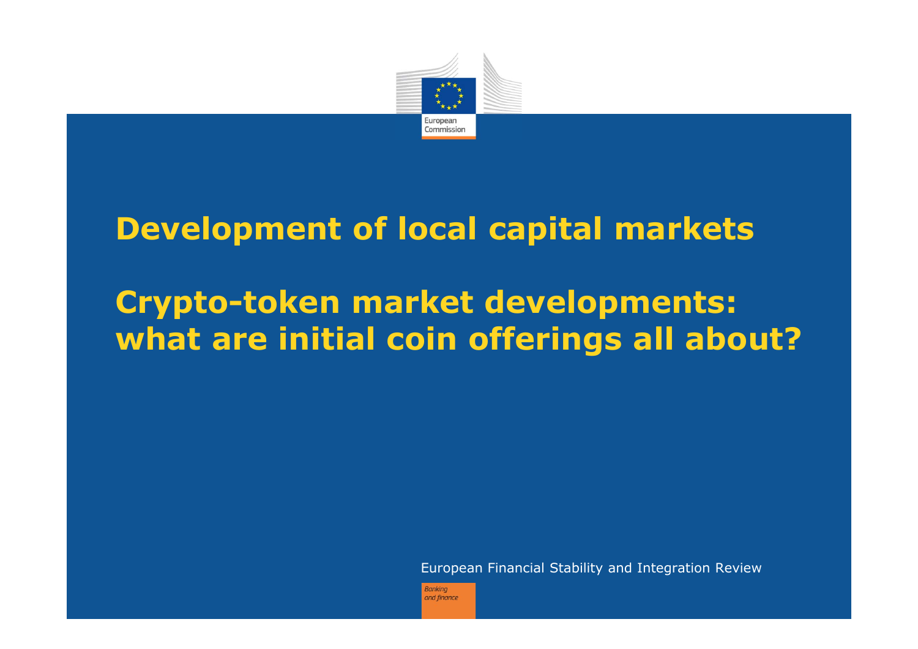# Development of local capital markets

# Crypto-token market developments: what are initial coin offerings all about?

European Financial Stability and Integration Review

*Banking and finance*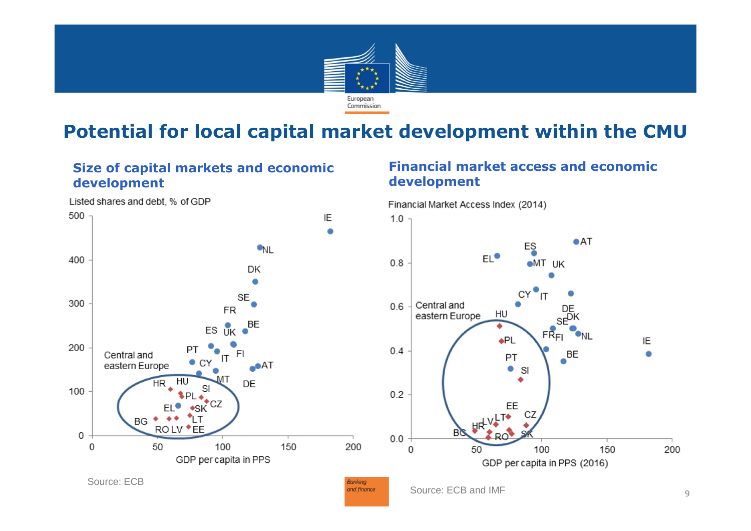# Potential for local capital market development within the CMU

## Size of capital markets and economic development

Listed shares and debt, % of GDP

Central and eastern Europe

GDP per capita in PPS

Source: ECB

## Financial market access and economic development

Financial Market Access Index (2014)

Central and eastern Europe

GDP per capita in PPS (2016)

Source: ECB and IMF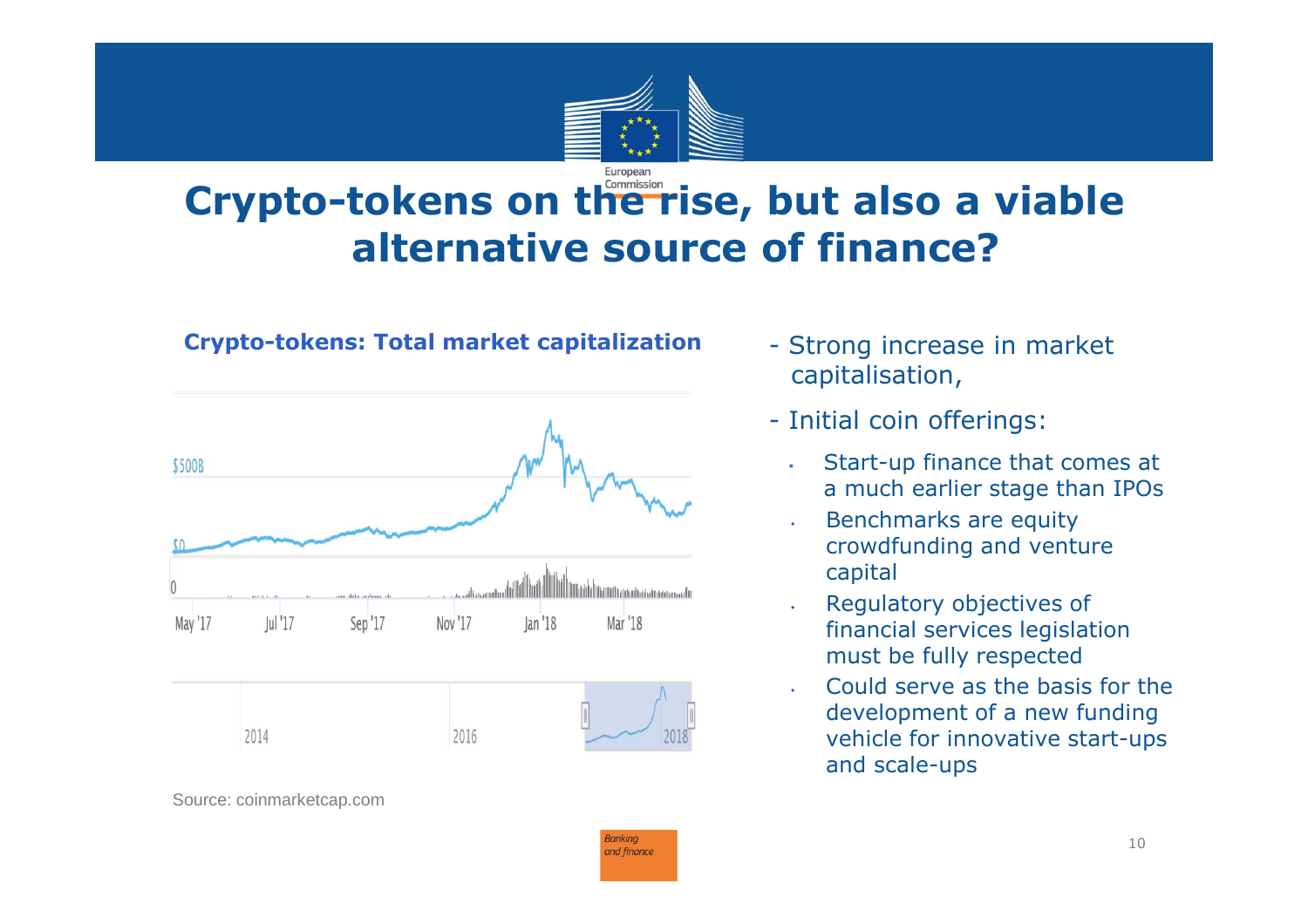# Crypto-tokens on the rise, but also a viable alternative source of finance?

**Crypto-tokens: Total market capitalization**

Source: coinmarketcap.com

- Strong increase in market capitalisation,
- Initial coin offerings:
  - Start-up finance that comes at a much earlier stage than IPOs
  - Benchmarks are equity crowdfunding and venture capital
  - Regulatory objectives of financial services legislation must be fully respected
  - Could serve as the basis for the development of a new funding vehicle for innovative start-ups and scale-ups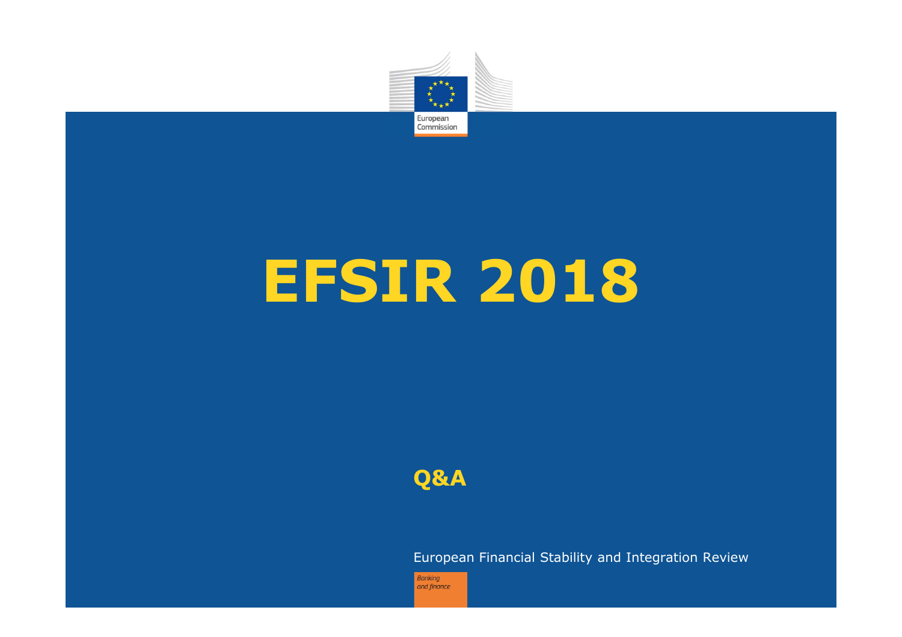European Commission

# EFSIR 2018

## Q&A

European Financial Stability and Integration Review

*Banking and finance*